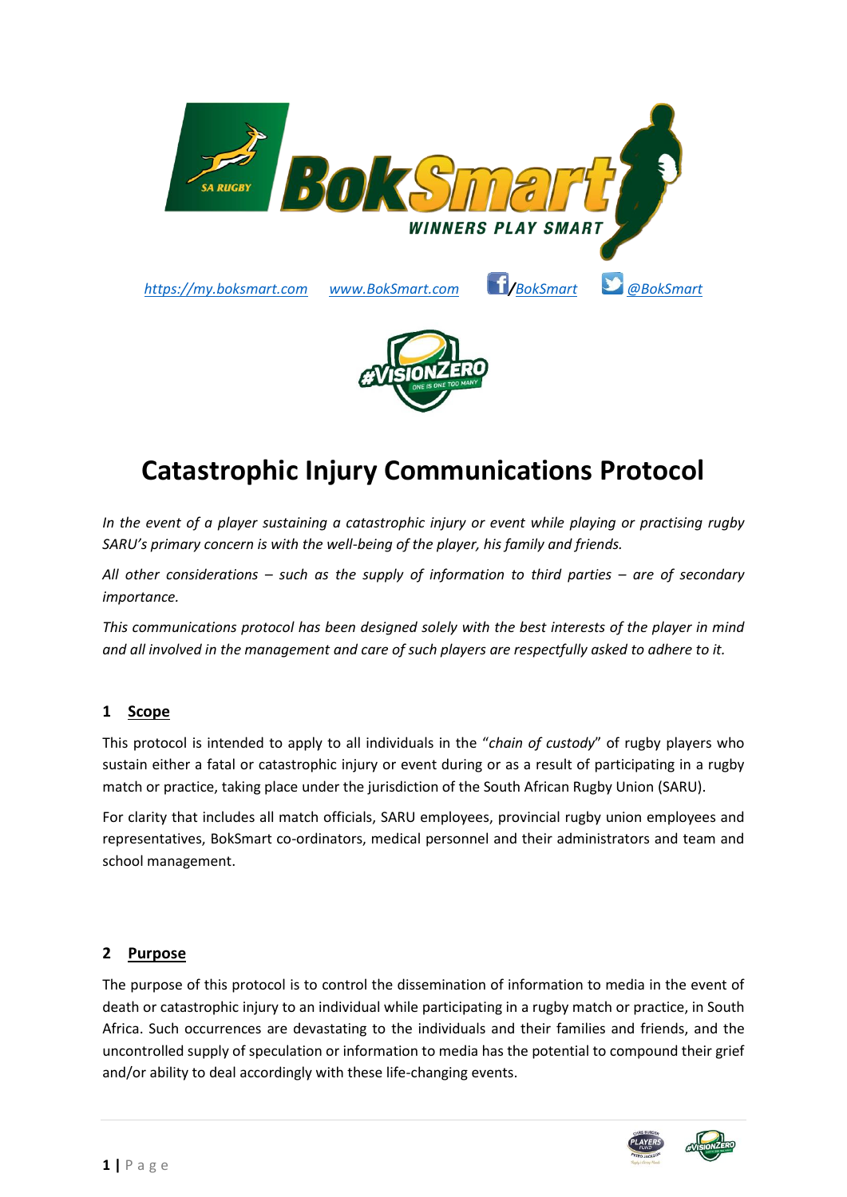https://my.boksmart.com www.BokSmart.com /BokSmart @BokSmart

# Catastrophic Injury Communications Protocol

*In the event of a player sustaining a catastrophic injury or event while playing or practising rugby SARU's primary concern is with the well-being of the player, his family and friends.*

*All other considerations – such as the supply of information to third parties – are of secondary importance.*

*This communications protocol has been designed solely with the best interests of the player in mind and all involved in the management and care of such players are respectfully asked to adhere to it.*

## 1 Scope

This protocol is intended to apply to all individuals in the "*chain of custody*" of rugby players who sustain either a fatal or catastrophic injury or event during or as a result of participating in a rugby match or practice, taking place under the jurisdiction of the South African Rugby Union (SARU).

For clarity that includes all match officials, SARU employees, provincial rugby union employees and representatives, BokSmart co-ordinators, medical personnel and their administrators and team and school management.

## 2 Purpose

The purpose of this protocol is to control the dissemination of information to media in the event of death or catastrophic injury to an individual while participating in a rugby match or practice, in South Africa. Such occurrences are devastating to the individuals and their families and friends, and the uncontrolled supply of speculation or information to media has the potential to compound their grief and/or ability to deal accordingly with these life-changing events.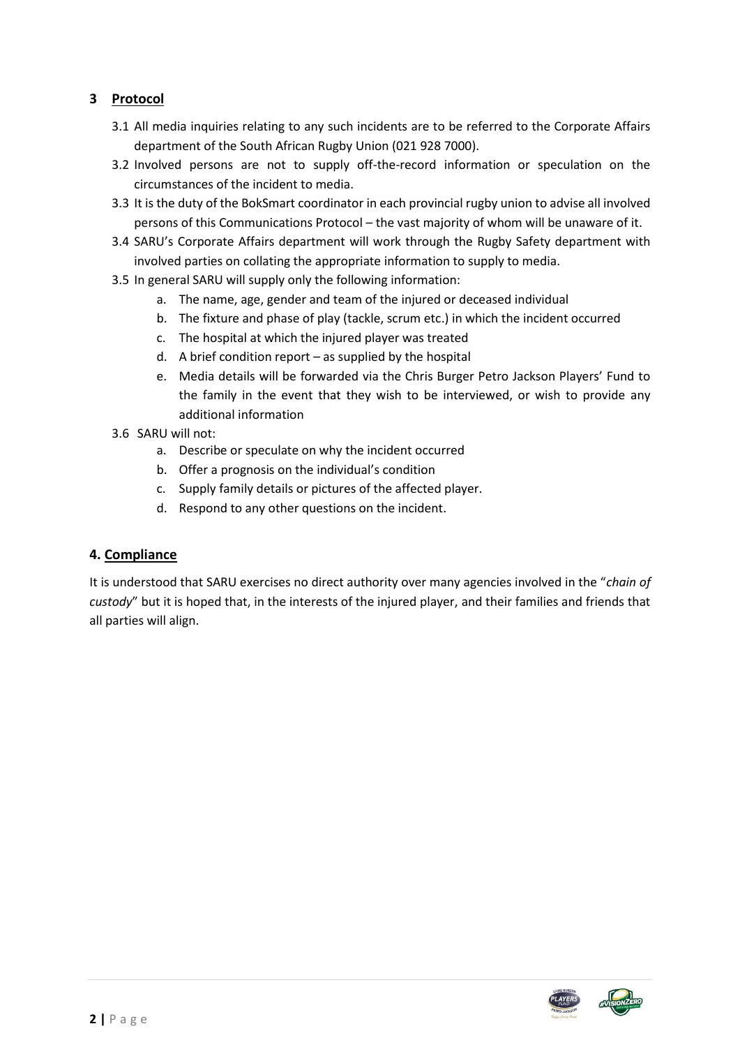## 3 Protocol

3.1 All media inquiries relating to any such incidents are to be referred to the Corporate Affairs department of the South African Rugby Union (021 928 7000).

3.2 Involved persons are not to supply off-the-record information or speculation on the circumstances of the incident to media.

3.3 It is the duty of the BokSmart coordinator in each provincial rugby union to advise all involved persons of this Communications Protocol – the vast majority of whom will be unaware of it.

3.4 SARU's Corporate Affairs department will work through the Rugby Safety department with involved parties on collating the appropriate information to supply to media.

3.5 In general SARU will supply only the following information:

a. The name, age, gender and team of the injured or deceased individual
b. The fixture and phase of play (tackle, scrum etc.) in which the incident occurred
c. The hospital at which the injured player was treated
d. A brief condition report – as supplied by the hospital
e. Media details will be forwarded via the Chris Burger Petro Jackson Players' Fund to the family in the event that they wish to be interviewed, or wish to provide any additional information

3.6 SARU will not:

a. Describe or speculate on why the incident occurred
b. Offer a prognosis on the individual's condition
c. Supply family details or pictures of the affected player.
d. Respond to any other questions on the incident.

## 4. Compliance

It is understood that SARU exercises no direct authority over many agencies involved in the "*chain of custody*" but it is hoped that, in the interests of the injured player, and their families and friends that all parties will align.